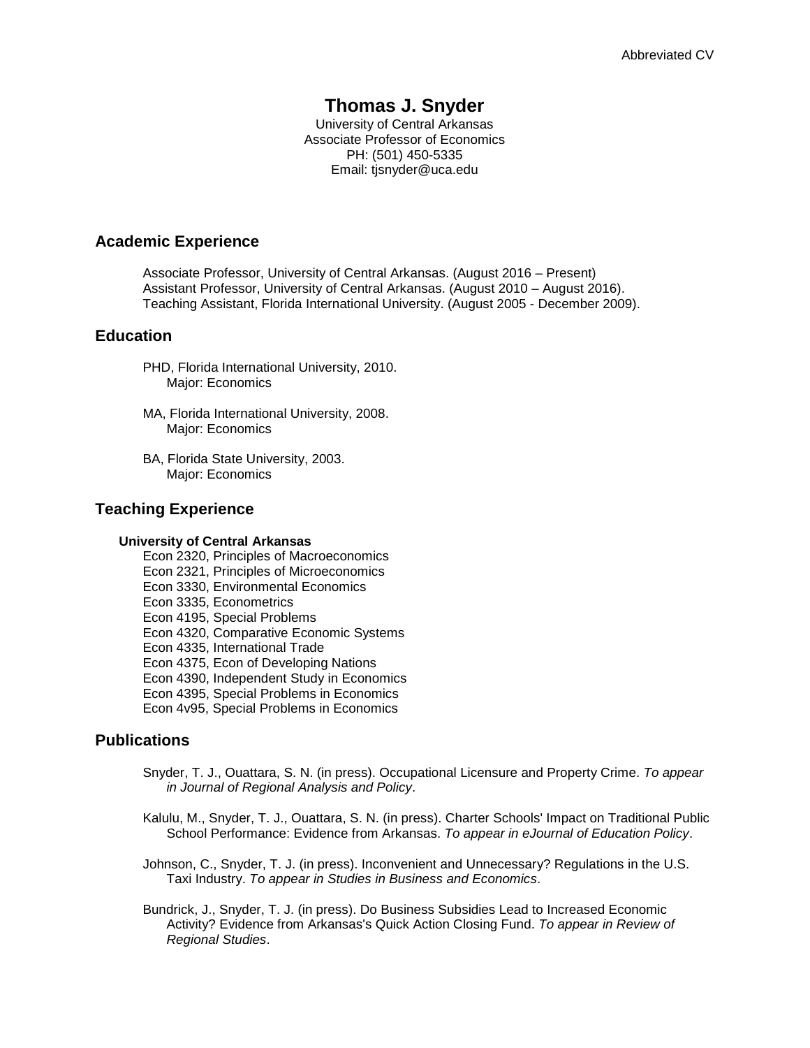Abbreviated CV

# Thomas J. Snyder

University of Central Arkansas
Associate Professor of Economics
PH: (501) 450-5335
Email: tjsnyder@uca.edu

## Academic Experience

Associate Professor, University of Central Arkansas. (August 2016 – Present)
Assistant Professor, University of Central Arkansas. (August 2010 – August 2016).
Teaching Assistant, Florida International University. (August 2005 - December 2009).

## Education

PHD, Florida International University, 2010.
Major: Economics

MA, Florida International University, 2008.
Major: Economics

BA, Florida State University, 2003.
Major: Economics

## Teaching Experience

**University of Central Arkansas**

Econ 2320, Principles of Macroeconomics
Econ 2321, Principles of Microeconomics
Econ 3330, Environmental Economics
Econ 3335, Econometrics
Econ 4195, Special Problems
Econ 4320, Comparative Economic Systems
Econ 4335, International Trade
Econ 4375, Econ of Developing Nations
Econ 4390, Independent Study in Economics
Econ 4395, Special Problems in Economics
Econ 4v95, Special Problems in Economics

## Publications

Snyder, T. J., Ouattara, S. N. (in press). Occupational Licensure and Property Crime. *To appear in Journal of Regional Analysis and Policy*.

Kalulu, M., Snyder, T. J., Ouattara, S. N. (in press). Charter Schools' Impact on Traditional Public School Performance: Evidence from Arkansas. *To appear in eJournal of Education Policy*.

Johnson, C., Snyder, T. J. (in press). Inconvenient and Unnecessary? Regulations in the U.S. Taxi Industry. *To appear in Studies in Business and Economics*.

Bundrick, J., Snyder, T. J. (in press). Do Business Subsidies Lead to Increased Economic Activity? Evidence from Arkansas's Quick Action Closing Fund. *To appear in Review of Regional Studies*.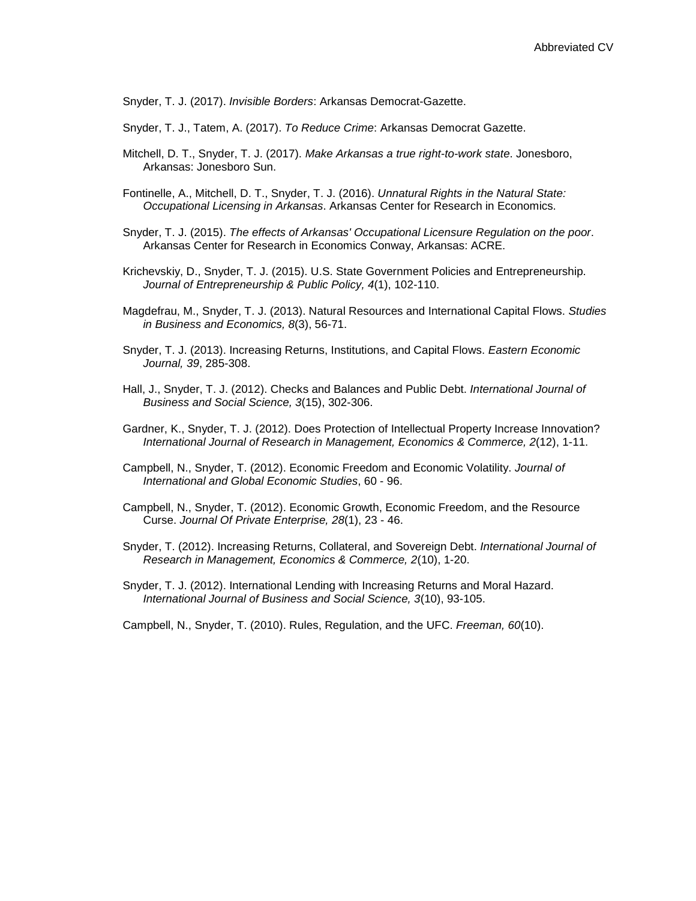Snyder, T. J. (2017). *Invisible Borders*: Arkansas Democrat-Gazette.

Snyder, T. J., Tatem, A. (2017). *To Reduce Crime*: Arkansas Democrat Gazette.

Mitchell, D. T., Snyder, T. J. (2017). *Make Arkansas a true right-to-work state*. Jonesboro, Arkansas: Jonesboro Sun.

Fontinelle, A., Mitchell, D. T., Snyder, T. J. (2016). *Unnatural Rights in the Natural State: Occupational Licensing in Arkansas*. Arkansas Center for Research in Economics.

Snyder, T. J. (2015). *The effects of Arkansas' Occupational Licensure Regulation on the poor*. Arkansas Center for Research in Economics Conway, Arkansas: ACRE.

Krichevskiy, D., Snyder, T. J. (2015). U.S. State Government Policies and Entrepreneurship. *Journal of Entrepreneurship & Public Policy, 4*(1), 102-110.

Magdefrau, M., Snyder, T. J. (2013). Natural Resources and International Capital Flows. *Studies in Business and Economics, 8*(3), 56-71.

Snyder, T. J. (2013). Increasing Returns, Institutions, and Capital Flows. *Eastern Economic Journal, 39*, 285-308.

Hall, J., Snyder, T. J. (2012). Checks and Balances and Public Debt. *International Journal of Business and Social Science, 3*(15), 302-306.

Gardner, K., Snyder, T. J. (2012). Does Protection of Intellectual Property Increase Innovation? *International Journal of Research in Management, Economics & Commerce, 2*(12), 1-11.

Campbell, N., Snyder, T. (2012). Economic Freedom and Economic Volatility. *Journal of International and Global Economic Studies*, 60 - 96.

Campbell, N., Snyder, T. (2012). Economic Growth, Economic Freedom, and the Resource Curse. *Journal Of Private Enterprise, 28*(1), 23 - 46.

Snyder, T. (2012). Increasing Returns, Collateral, and Sovereign Debt. *International Journal of Research in Management, Economics & Commerce, 2*(10), 1-20.

Snyder, T. J. (2012). International Lending with Increasing Returns and Moral Hazard. *International Journal of Business and Social Science, 3*(10), 93-105.

Campbell, N., Snyder, T. (2010). Rules, Regulation, and the UFC. *Freeman, 60*(10).